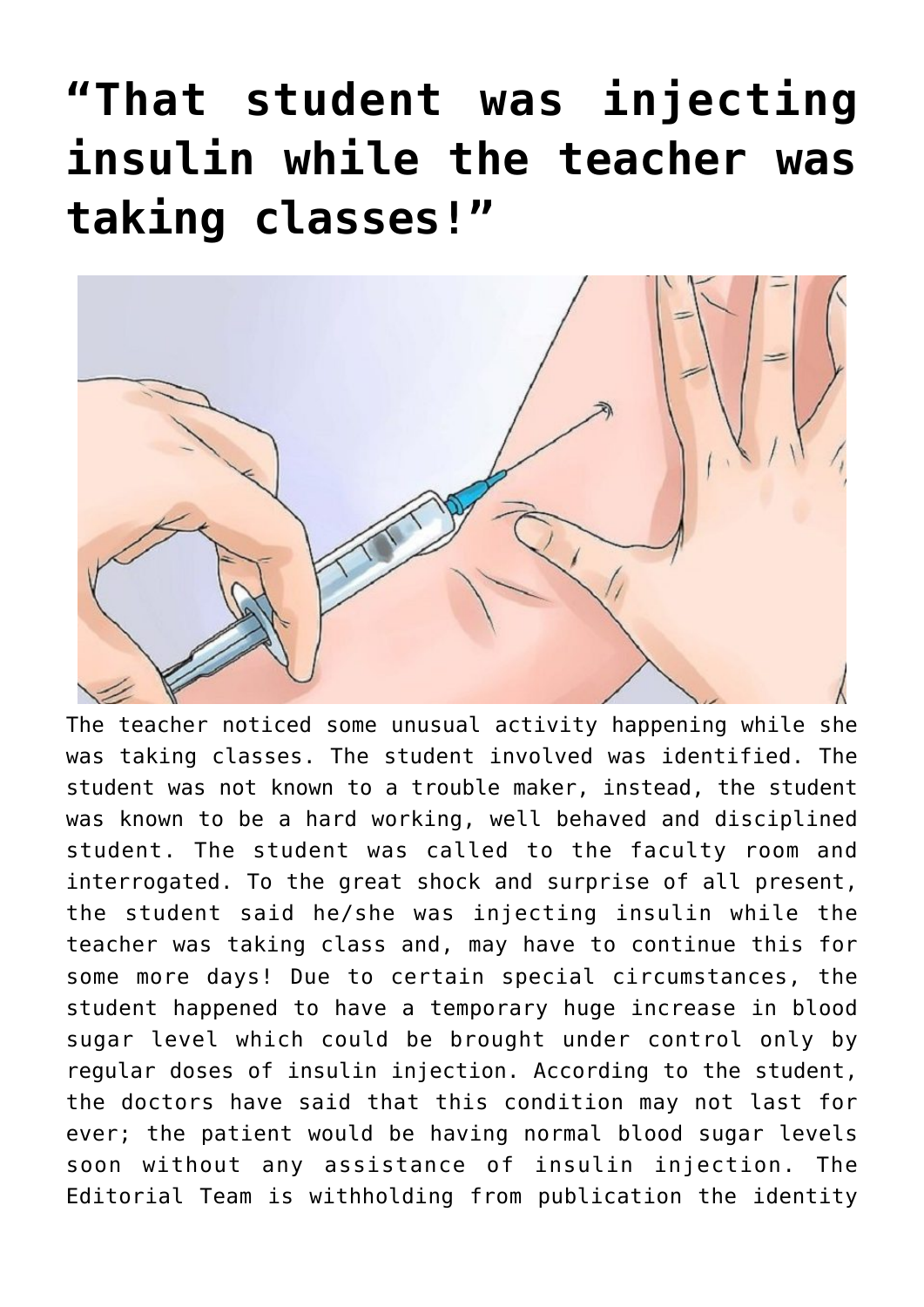# “That student was injecting insulin while the teacher was taking classes!”

The teacher noticed some unusual activity happening while she was taking classes. The student involved was identified. The student was not known to a trouble maker, instead, the student was known to be a hard working, well behaved and disciplined student. The student was called to the faculty room and interrogated. To the great shock and surprise of all present, the student said he/she was injecting insulin while the teacher was taking class and, may have to continue this for some more days! Due to certain special circumstances, the student happened to have a temporary huge increase in blood sugar level which could be brought under control only by regular doses of insulin injection. According to the student, the doctors have said that this condition may not last for ever; the patient would be having normal blood sugar levels soon without any assistance of insulin injection. The Editorial Team is withholding from publication the identity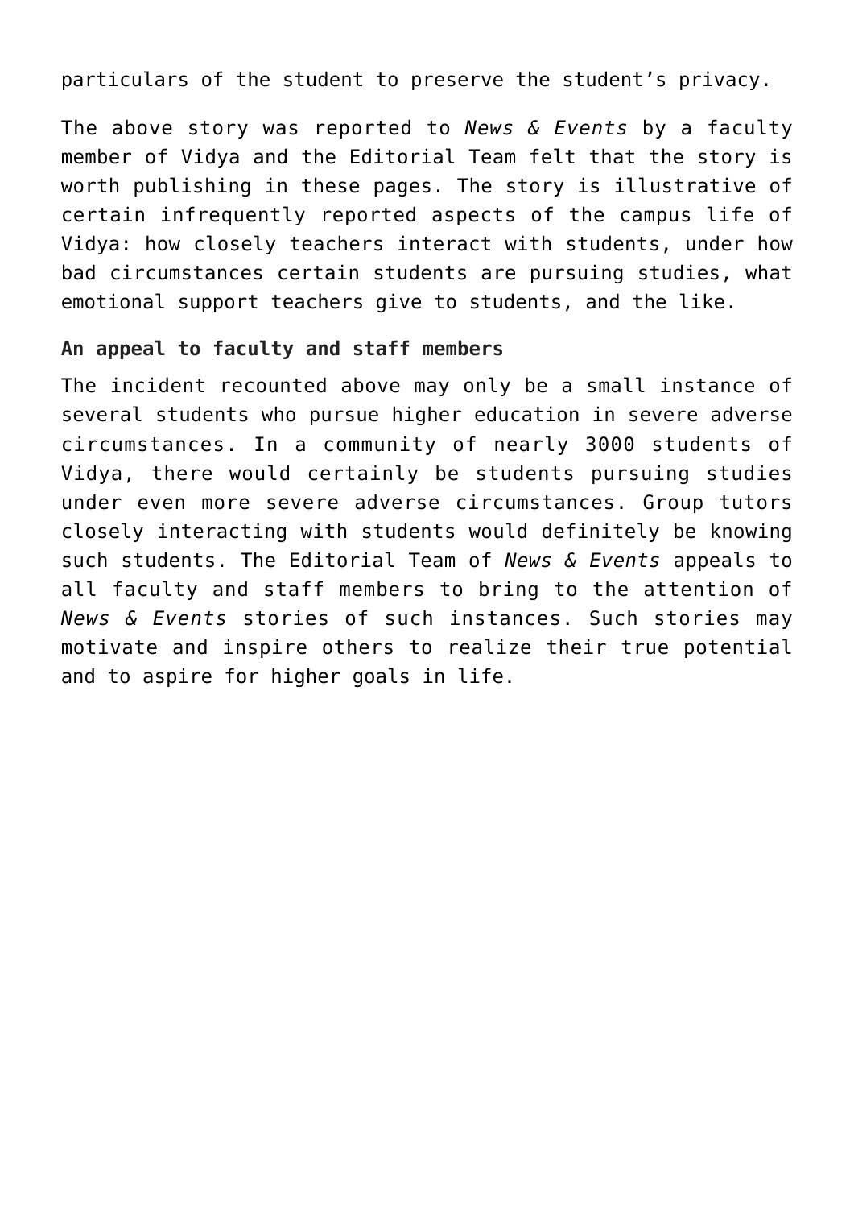particulars of the student to preserve the student's privacy.

The above story was reported to *News & Events* by a faculty member of Vidya and the Editorial Team felt that the story is worth publishing in these pages. The story is illustrative of certain infrequently reported aspects of the campus life of Vidya: how closely teachers interact with students, under how bad circumstances certain students are pursuing studies, what emotional support teachers give to students, and the like.

**An appeal to faculty and staff members**

The incident recounted above may only be a small instance of several students who pursue higher education in severe adverse circumstances. In a community of nearly 3000 students of Vidya, there would certainly be students pursuing studies under even more severe adverse circumstances. Group tutors closely interacting with students would definitely be knowing such students. The Editorial Team of *News & Events* appeals to all faculty and staff members to bring to the attention of *News & Events* stories of such instances. Such stories may motivate and inspire others to realize their true potential and to aspire for higher goals in life.